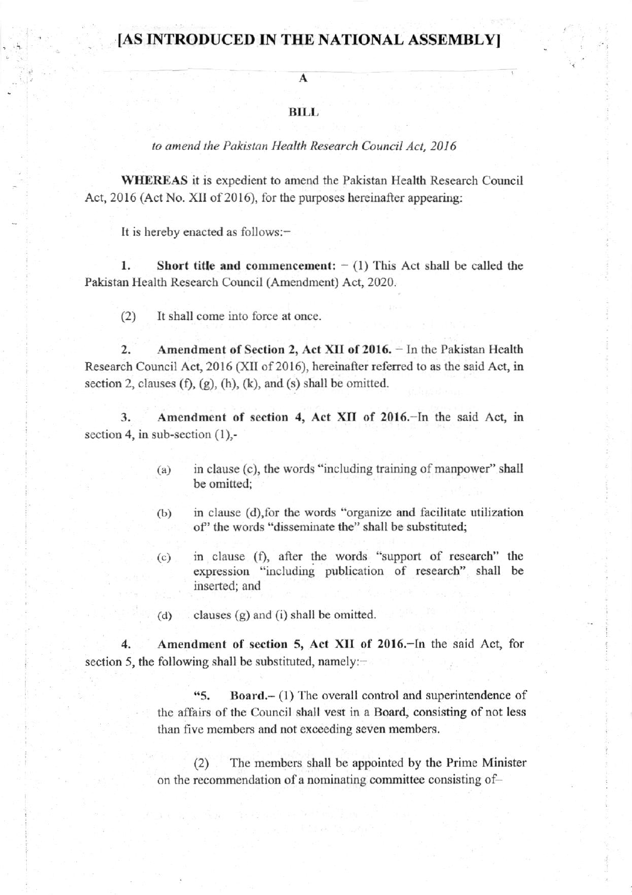# [AS INTRODUCED IN THE NATIONAL ASSEMBLY]

## A

## BILL

*to amend the Pakistan Health Research Council Act, 2016*

**WHEREAS** it is expedient to amend the Pakistan Health Research Council Act, 2016 (Act No. XII of 2016), for the purposes hereinafter appearing:

It is hereby enacted as follows:–

1. **Short title and commencement:** – (1) This Act shall be called the Pakistan Health Research Council (Amendment) Act, 2020.

   (2) It shall come into force at once.

2. **Amendment of Section 2, Act XII of 2016.** – In the Pakistan Health Research Council Act, 2016 (XII of 2016), hereinafter referred to as the said Act, in section 2, clauses (f), (g), (h), (k), and (s) shall be omitted.

3. **Amendment of section 4, Act XII of 2016.**–In the said Act, in section 4, in sub-section (1),-

   (a) in clause (c), the words "including training of manpower" shall be omitted;

   (b) in clause (d), for the words "organize and facilitate utilization of" the words "disseminate the" shall be substituted;

   (c) in clause (f), after the words "support of research" the expression "including publication of research" shall be inserted; and

   (d) clauses (g) and (i) shall be omitted.

4. **Amendment of section 5, Act XII of 2016.**–In the said Act, for section 5, the following shall be substituted, namely:–

   "5. **Board.**– (1) The overall control and superintendence of the affairs of the Council shall vest in a Board, consisting of not less than five members and not exceeding seven members.

   (2) The members shall be appointed by the Prime Minister on the recommendation of a nominating committee consisting of–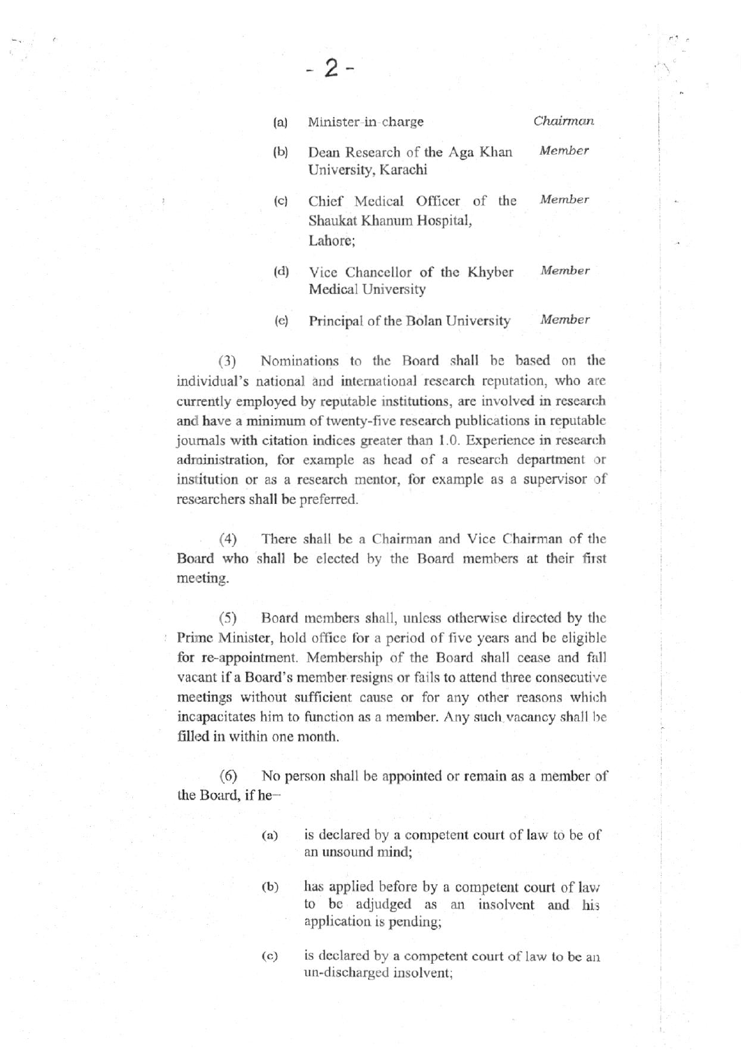| | | |
|---|---|---|
| (a) | Minister-in-charge | *Chairman* |
| (b) | Dean Research of the Aga Khan University, Karachi | *Member* |
| (c) | Chief Medical Officer of the Shaukat Khanum Hospital, Lahore; | *Member* |
| (d) | Vice Chancellor of the Khyber Medical University | *Member* |
| (e) | Principal of the Bolan University | *Member* |

(3) Nominations to the Board shall be based on the individual's national and international research reputation, who are currently employed by reputable institutions, are involved in research and have a minimum of twenty-five research publications in reputable journals with citation indices greater than 1.0. Experience in research administration, for example as head of a research department or institution or as a research mentor, for example as a supervisor of researchers shall be preferred.

(4) There shall be a Chairman and Vice Chairman of the Board who shall be elected by the Board members at their first meeting.

(5) Board members shall, unless otherwise directed by the Prime Minister, hold office for a period of five years and be eligible for re-appointment. Membership of the Board shall cease and fall vacant if a Board's member resigns or fails to attend three consecutive meetings without sufficient cause or for any other reasons which incapacitates him to function as a member. Any such vacancy shall be filled in within one month.

(6) No person shall be appointed or remain as a member of the Board, if he–

(a) is declared by a competent court of law to be of an unsound mind;

(b) has applied before by a competent court of law to be adjudged as an insolvent and his application is pending;

(c) is declared by a competent court of law to be an un-discharged insolvent;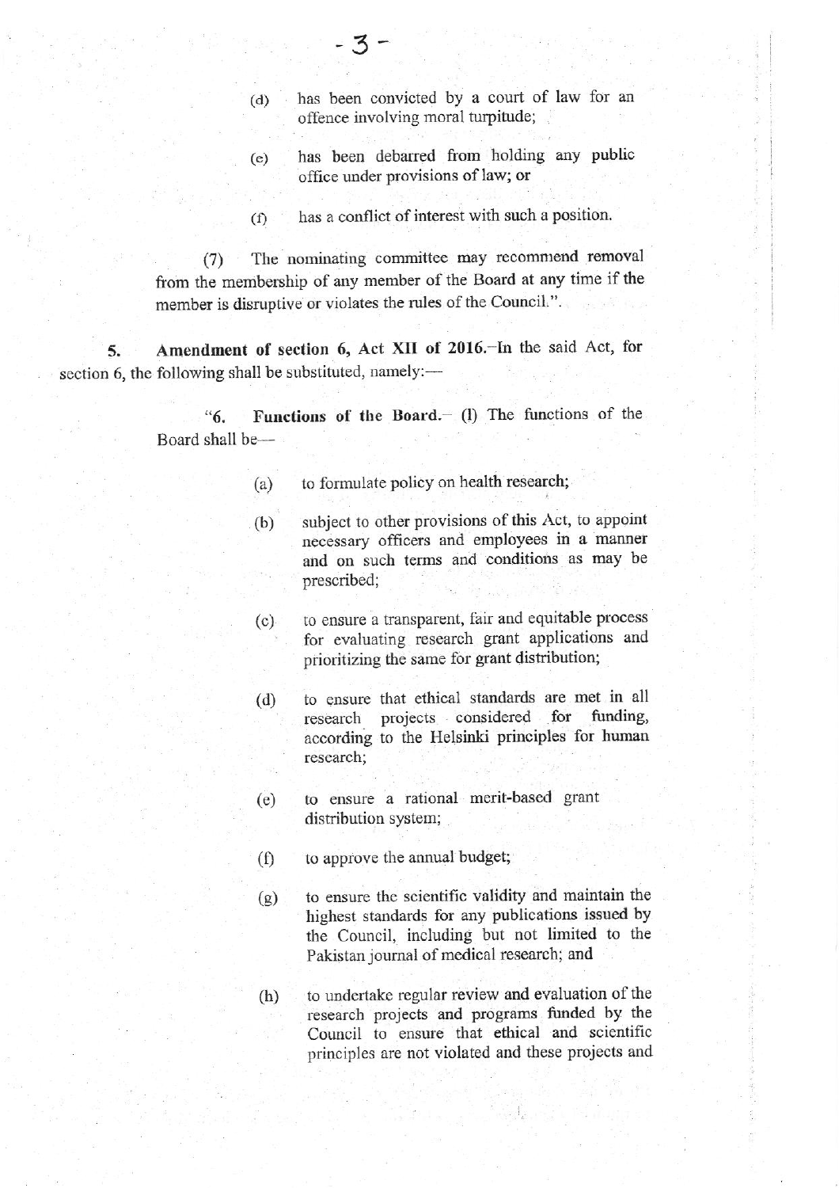(d) has been convicted by a court of law for an offence involving moral turpitude;

(e) has been debarred from holding any public office under provisions of law; or

(f) has a conflict of interest with such a position.

(7) The nominating committee may recommend removal from the membership of any member of the Board at any time if the member is disruptive or violates the rules of the Council.".

**5. Amendment of section 6, Act XII of 2016.**—In the said Act, for section 6, the following shall be substituted, namely:—

"**6. Functions of the Board.**— (l) The functions of the Board shall be—

(a) to formulate policy on health research;

(b) subject to other provisions of this Act, to appoint necessary officers and employees in a manner and on such terms and conditions as may be prescribed;

(c) to ensure a transparent, fair and equitable process for evaluating research grant applications and prioritizing the same for grant distribution;

(d) to ensure that ethical standards are met in all research projects considered for funding, according to the Helsinki principles for human research;

(e) to ensure a rational merit-based grant distribution system;

(f) to approve the annual budget;

(g) to ensure the scientific validity and maintain the highest standards for any publications issued by the Council, including but not limited to the Pakistan journal of medical research; and

(h) to undertake regular review and evaluation of the research projects and programs funded by the Council to ensure that ethical and scientific principles are not violated and these projects and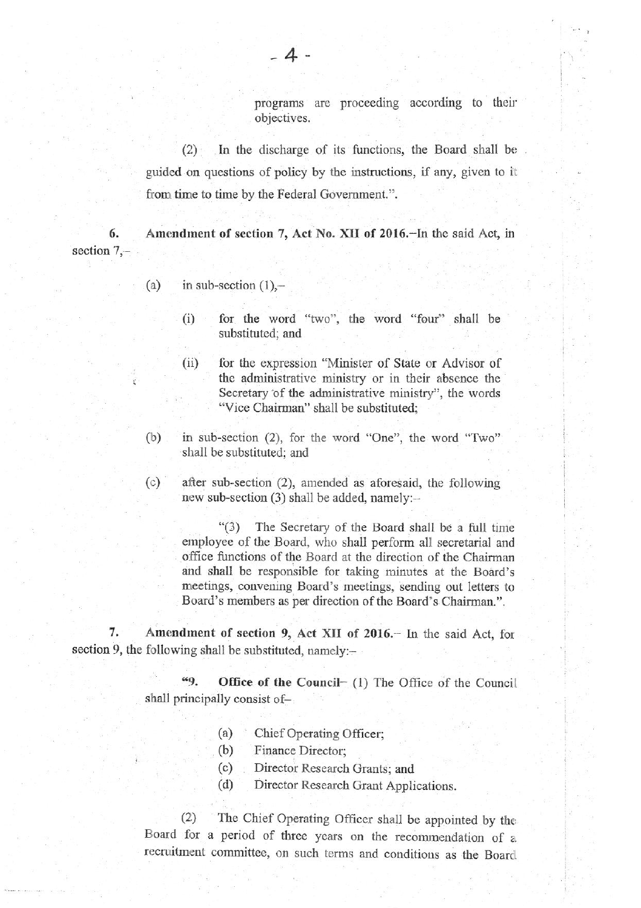programs are proceeding according to their objectives.

(2) In the discharge of its functions, the Board shall be guided on questions of policy by the instructions, if any, given to it from time to time by the Federal Government.".

**6. Amendment of section 7, Act No. XII of 2016.**–In the said Act, in section 7,–

(a) in sub-section (1),–

(i) for the word "two", the word "four" shall be substituted; and

(ii) for the expression "Minister of State or Advisor of the administrative ministry or in their absence the Secretary of the administrative ministry", the words "Vice Chairman" shall be substituted;

(b) in sub-section (2), for the word "One", the word "Two" shall be substituted; and

(c) after sub-section (2), amended as aforesaid, the following new sub-section (3) shall be added, namely:–

"(3) The Secretary of the Board shall be a full time employee of the Board, who shall perform all secretarial and office functions of the Board at the direction of the Chairman and shall be responsible for taking minutes at the Board's meetings, convening Board's meetings, sending out letters to Board's members as per direction of the Board's Chairman.".

**7. Amendment of section 9, Act XII of 2016.**– In the said Act, for section 9, the following shall be substituted, namely:–

"**9. Office of the Council**– (1) The Office of the Council shall principally consist of–

(a) Chief Operating Officer;

(b) Finance Director;

(c) Director Research Grants; and

(d) Director Research Grant Applications.

(2) The Chief Operating Officer shall be appointed by the Board for a period of three years on the recommendation of a recruitment committee, on such terms and conditions as the Board